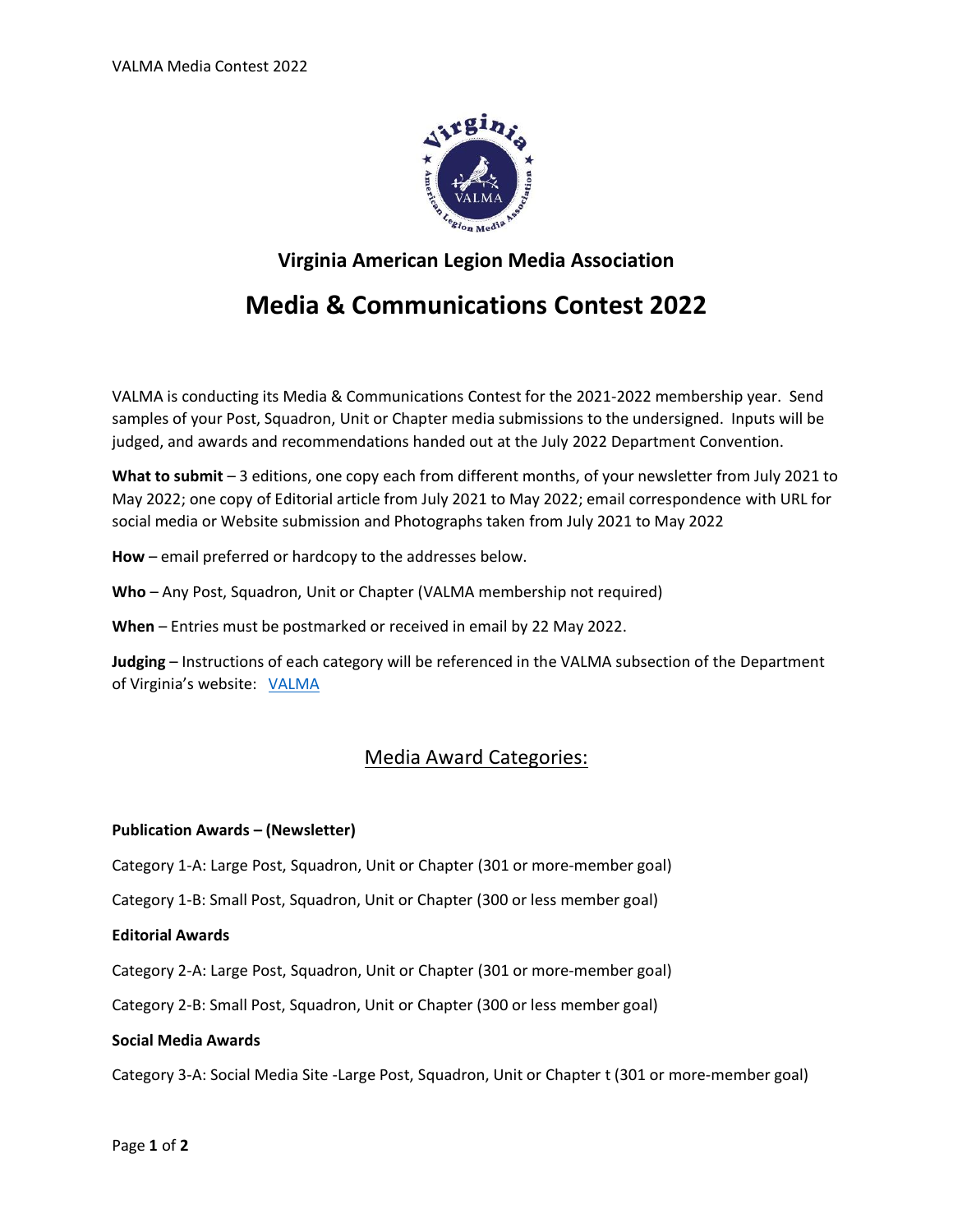## Virginia American Legion Media Association

# Media & Communications Contest 2022

VALMA is conducting its Media & Communications Contest for the 2021-2022 membership year. Send samples of your Post, Squadron, Unit or Chapter media submissions to the undersigned. Inputs will be judged, and awards and recommendations handed out at the July 2022 Department Convention.

**What to submit** – 3 editions, one copy each from different months, of your newsletter from July 2021 to May 2022; one copy of Editorial article from July 2021 to May 2022; email correspondence with URL for social media or Website submission and Photographs taken from July 2021 to May 2022

**How** – email preferred or hardcopy to the addresses below.

**Who** – Any Post, Squadron, Unit or Chapter (VALMA membership not required)

**When** – Entries must be postmarked or received in email by 22 May 2022.

**Judging** – Instructions of each category will be referenced in the VALMA subsection of the Department of Virginia's website: VALMA

## Media Award Categories:

**Publication Awards – (Newsletter)**

Category 1-A: Large Post, Squadron, Unit or Chapter (301 or more-member goal)

Category 1-B: Small Post, Squadron, Unit or Chapter (300 or less member goal)

**Editorial Awards**

Category 2-A: Large Post, Squadron, Unit or Chapter (301 or more-member goal)

Category 2-B: Small Post, Squadron, Unit or Chapter (300 or less member goal)

**Social Media Awards**

Category 3-A: Social Media Site -Large Post, Squadron, Unit or Chapter t (301 or more-member goal)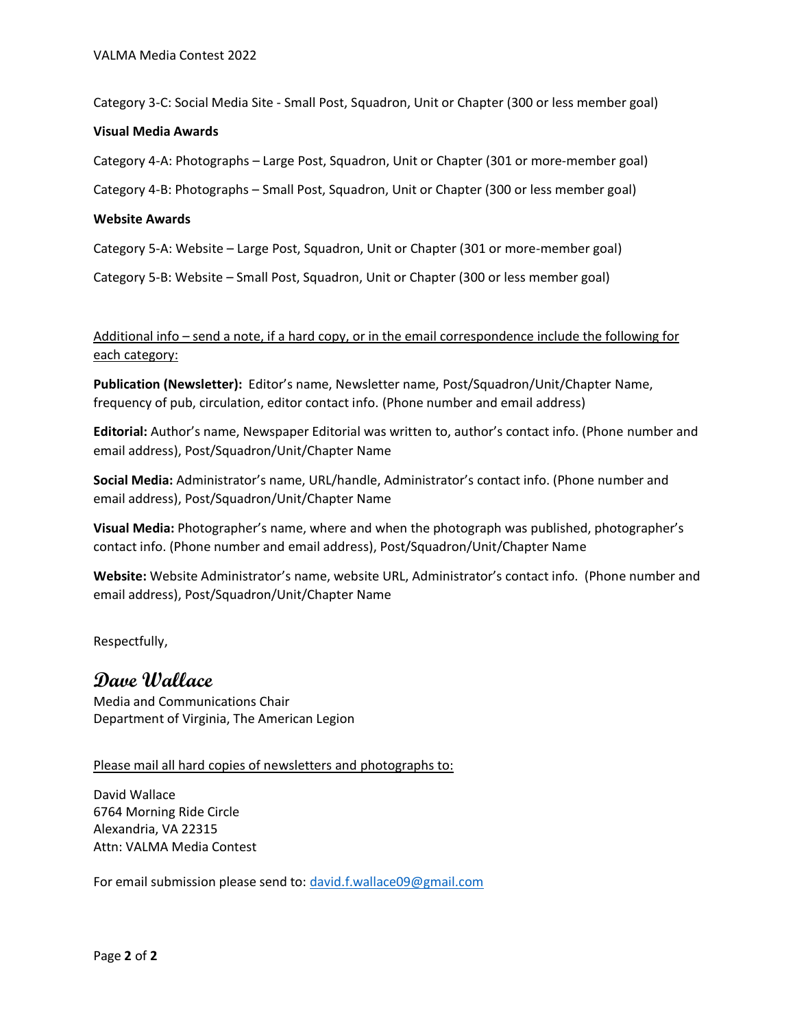Category 3-C: Social Media Site - Small Post, Squadron, Unit or Chapter (300 or less member goal)

**Visual Media Awards**

Category 4-A: Photographs – Large Post, Squadron, Unit or Chapter (301 or more-member goal)

Category 4-B: Photographs – Small Post, Squadron, Unit or Chapter (300 or less member goal)

**Website Awards**

Category 5-A: Website – Large Post, Squadron, Unit or Chapter (301 or more-member goal)

Category 5-B: Website – Small Post, Squadron, Unit or Chapter (300 or less member goal)

Additional info – send a note, if a hard copy, or in the email correspondence include the following for each category:

**Publication (Newsletter):** Editor's name, Newsletter name, Post/Squadron/Unit/Chapter Name, frequency of pub, circulation, editor contact info. (Phone number and email address)

**Editorial:** Author's name, Newspaper Editorial was written to, author's contact info. (Phone number and email address), Post/Squadron/Unit/Chapter Name

**Social Media:** Administrator's name, URL/handle, Administrator's contact info. (Phone number and email address), Post/Squadron/Unit/Chapter Name

**Visual Media:** Photographer's name, where and when the photograph was published, photographer's contact info. (Phone number and email address), Post/Squadron/Unit/Chapter Name

**Website:** Website Administrator's name, website URL, Administrator's contact info. (Phone number and email address), Post/Squadron/Unit/Chapter Name

Respectfully,

**Dave Wallace**

Media and Communications Chair
Department of Virginia, The American Legion

Please mail all hard copies of newsletters and photographs to:

David Wallace
6764 Morning Ride Circle
Alexandria, VA 22315
Attn: VALMA Media Contest

For email submission please send to: david.f.wallace09@gmail.com